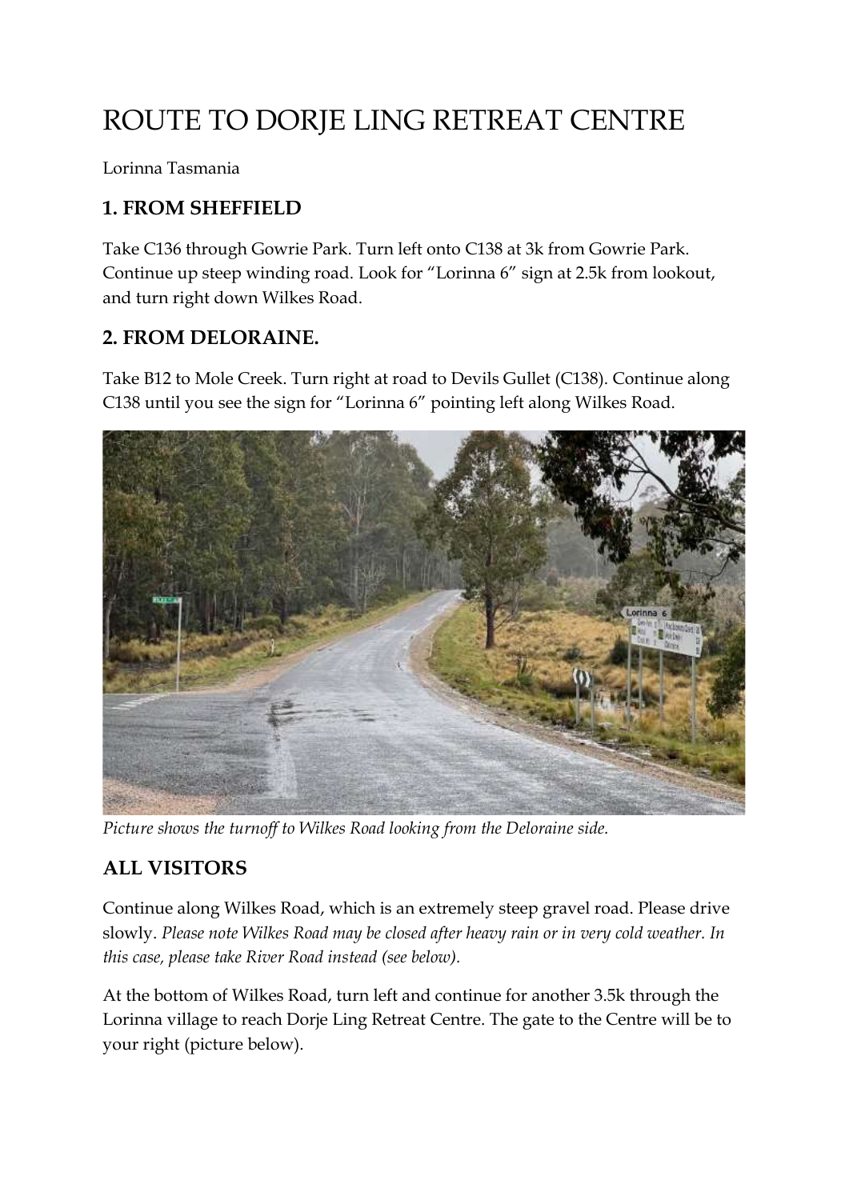# ROUTE TO DORJE LING RETREAT CENTRE

Lorinna Tasmania

## 1. FROM SHEFFIELD

Take C136 through Gowrie Park. Turn left onto C138 at 3k from Gowrie Park. Continue up steep winding road. Look for "Lorinna 6" sign at 2.5k from lookout, and turn right down Wilkes Road.

## 2. FROM DELORAINE.

Take B12 to Mole Creek. Turn right at road to Devils Gullet (C138). Continue along C138 until you see the sign for "Lorinna 6" pointing left along Wilkes Road.

*Picture shows the turnoff to Wilkes Road looking from the Deloraine side.*

## ALL VISITORS

Continue along Wilkes Road, which is an extremely steep gravel road. Please drive slowly. *Please note Wilkes Road may be closed after heavy rain or in very cold weather. In this case, please take River Road instead (see below).*

At the bottom of Wilkes Road, turn left and continue for another 3.5k through the Lorinna village to reach Dorje Ling Retreat Centre. The gate to the Centre will be to your right (picture below).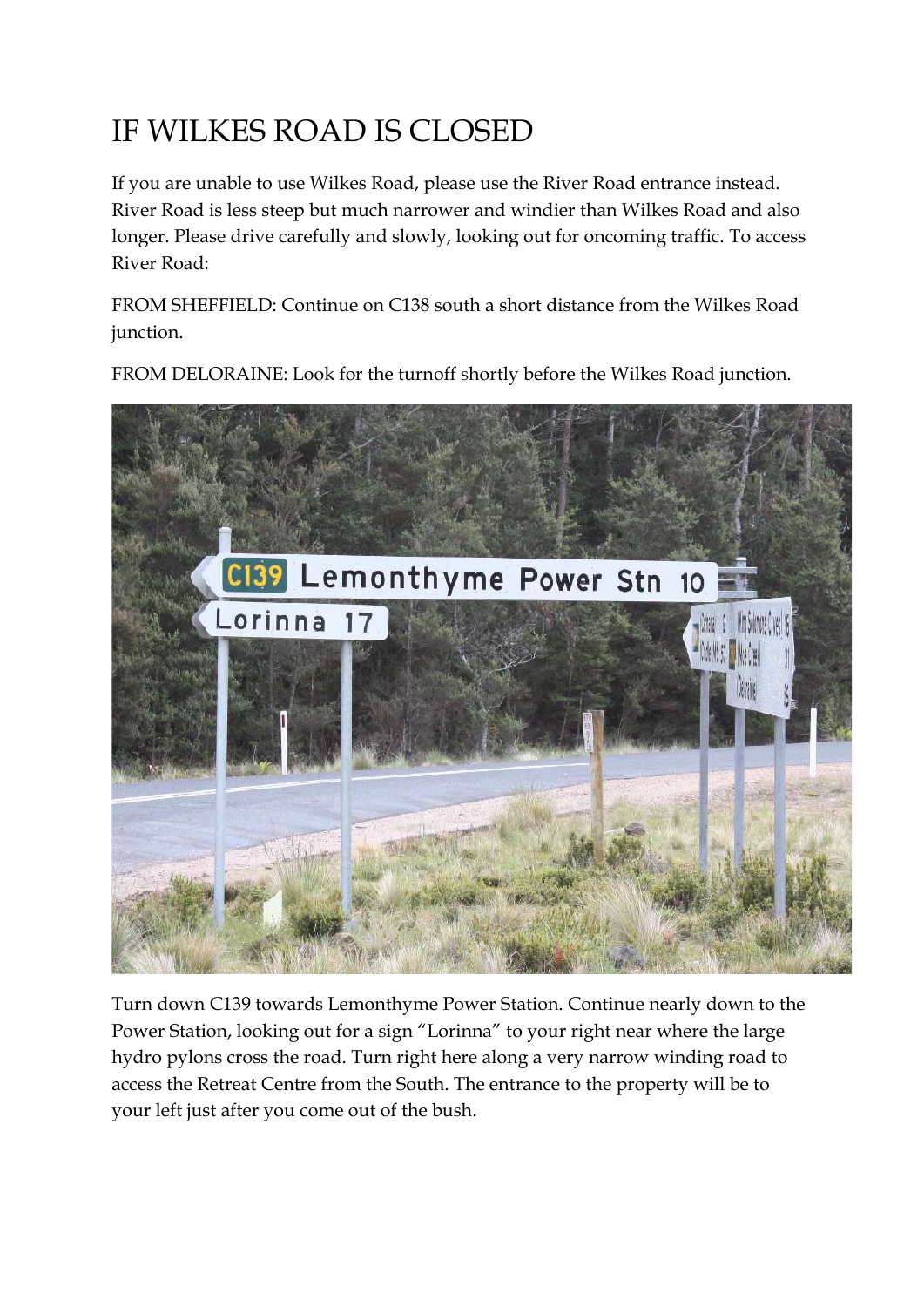# IF WILKES ROAD IS CLOSED

If you are unable to use Wilkes Road, please use the River Road entrance instead. River Road is less steep but much narrower and windier than Wilkes Road and also longer. Please drive carefully and slowly, looking out for oncoming traffic. To access River Road:

FROM SHEFFIELD: Continue on C138 south a short distance from the Wilkes Road junction.

FROM DELORAINE: Look for the turnoff shortly before the Wilkes Road junction.

Turn down C139 towards Lemonthyme Power Station. Continue nearly down to the Power Station, looking out for a sign "Lorinna" to your right near where the large hydro pylons cross the road. Turn right here along a very narrow winding road to access the Retreat Centre from the South. The entrance to the property will be to your left just after you come out of the bush.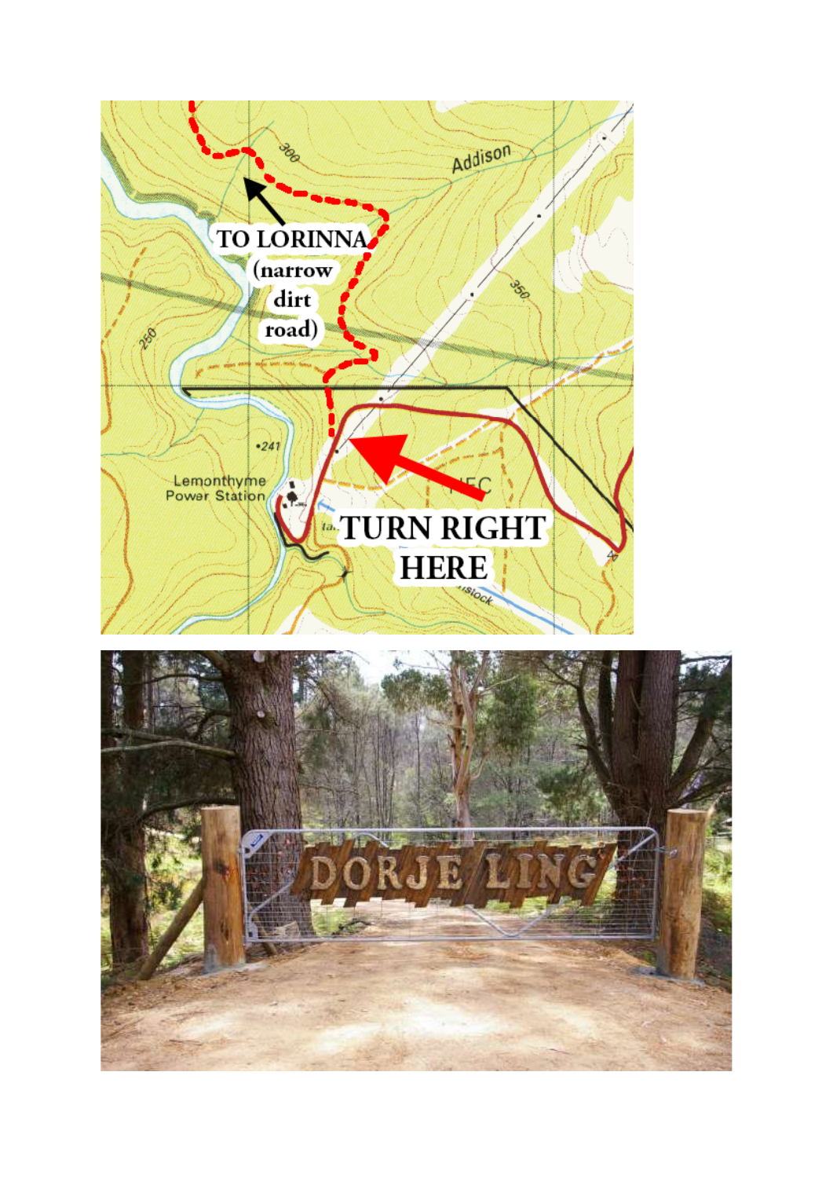300

Addison

TO LORINNA
(narrow
dirt
road)

350

250

•241

Lemonthyme
Power Station

TURN RIGHT
HERE

DORJE LING